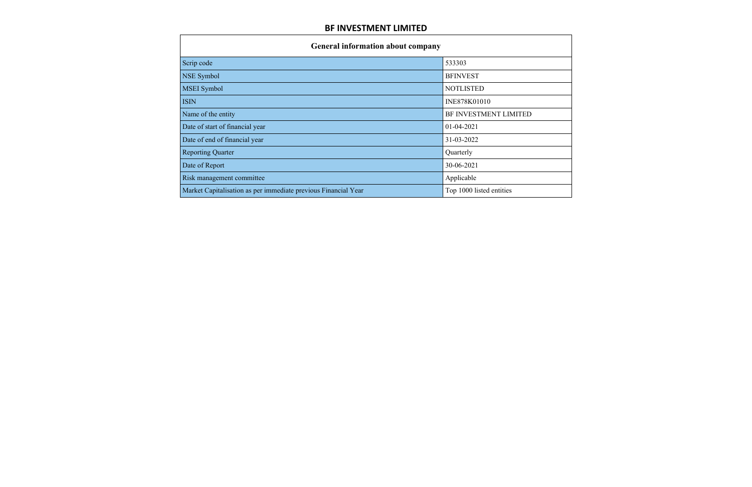# BF INVESTMENT LIMITED

| General information about company | |
|---|---|
| Scrip code | 533303 |
| NSE Symbol | BFINVEST |
| MSEI Symbol | NOTLISTED |
| ISIN | INE878K01010 |
| Name of the entity | BF INVESTMENT LIMITED |
| Date of start of financial year | 01-04-2021 |
| Date of end of financial year | 31-03-2022 |
| Reporting Quarter | Quarterly |
| Date of Report | 30-06-2021 |
| Risk management committee | Applicable |
| Market Capitalisation as per immediate previous Financial Year | Top 1000 listed entities |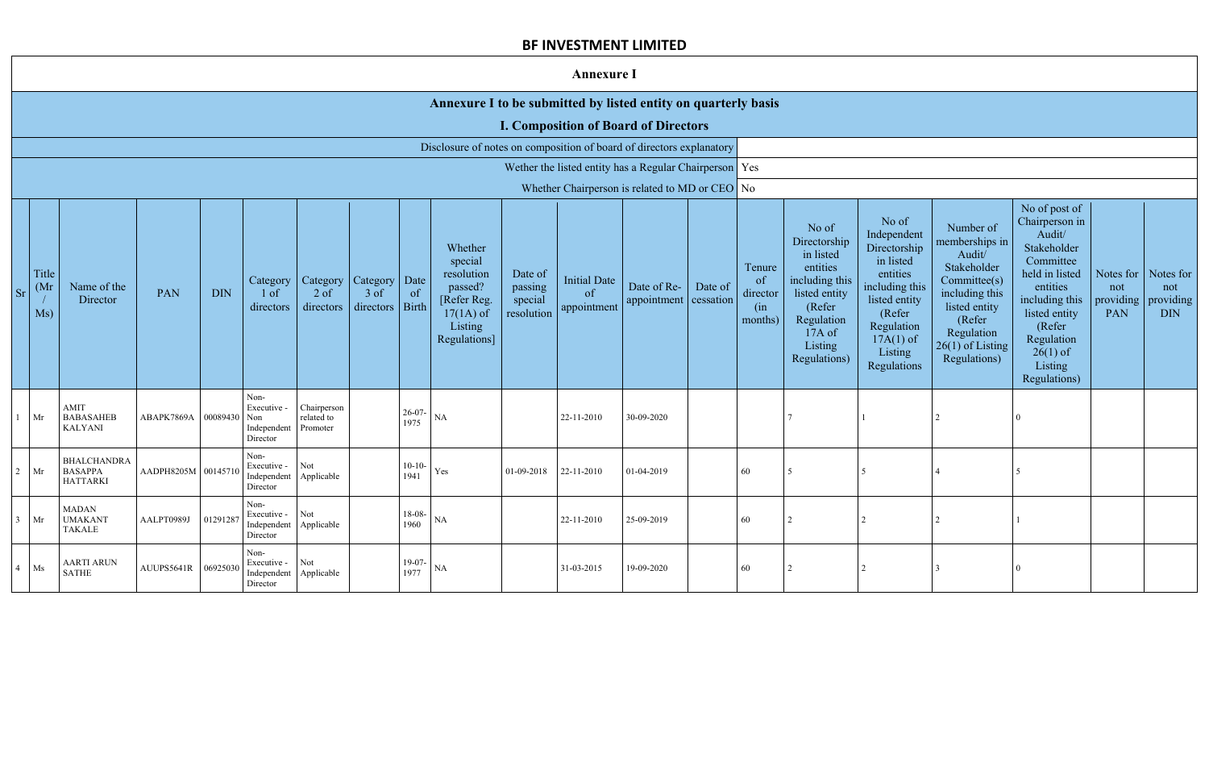# BF INVESTMENT LIMITED

## Annexure I

### Annexure I to be submitted by listed entity on quarterly basis

### I. Composition of Board of Directors

| | |
|---|---|
| Disclosure of notes on composition of board of directors explanatory | |
| Wether the listed entity has a Regular Chairperson | Yes |
| Whether Chairperson is related to MD or CEO | No |

| Sr | Title (Mr / Ms) | Name of the Director | PAN | DIN | Category 1 of directors | Category 2 of directors | Category 3 of directors | Date of Birth | Whether special resolution passed? [Refer Reg. 17(1A) of Listing Regulations] | Date of passing special resolution | Initial Date of appointment | Date of Re-appointment | Date of cessation | Tenure of director (in months) | No of Directorship in listed entities including this listed entity (Refer Regulation 17A of Listing Regulations) | No of Independent Directorship in listed entities including this listed entity (Refer Regulation 17A(1) of Listing Regulations | Number of memberships in Audit/ Stakeholder Committee(s) including this listed entity (Refer Regulation 26(1) of Listing Regulations) | No of post of Chairperson in Audit/ Stakeholder Committee held in listed entities including this listed entity (Refer Regulation 26(1) of Listing Regulations) | Notes for not providing PAN | Notes for not providing DIN |
|---|---|---|---|---|---|---|---|---|---|---|---|---|---|---|---|---|---|---|---|---|
| 1 | Mr | AMIT BABASAHEB KALYANI | ABAPK7869A | 00089430 | Non-Executive - Non Independent Director | Chairperson related to Promoter | | 26-07-1975 | NA | | 22-11-2010 | 30-09-2020 | | | 7 | 1 | 2 | 0 | | |
| 2 | Mr | BHALCHANDRA BASAPPA HATTARKI | AADPH8205M | 00145710 | Non-Executive - Independent Director | Not Applicable | | 10-10-1941 | Yes | 01-09-2018 | 22-11-2010 | 01-04-2019 | | 60 | 5 | 5 | 4 | 5 | | |
| 3 | Mr | MADAN UMAKANT TAKALE | AALPT0989J | 01291287 | Non-Executive - Independent Director | Not Applicable | | 18-08-1960 | NA | | 22-11-2010 | 25-09-2019 | | 60 | 2 | 2 | 2 | 1 | | |
| 4 | Ms | AARTI ARUN SATHE | AUUPS5641R | 06925030 | Non-Executive - Independent Director | Not Applicable | | 19-07-1977 | NA | | 31-03-2015 | 19-09-2020 | | 60 | 2 | 2 | 3 | 0 | | |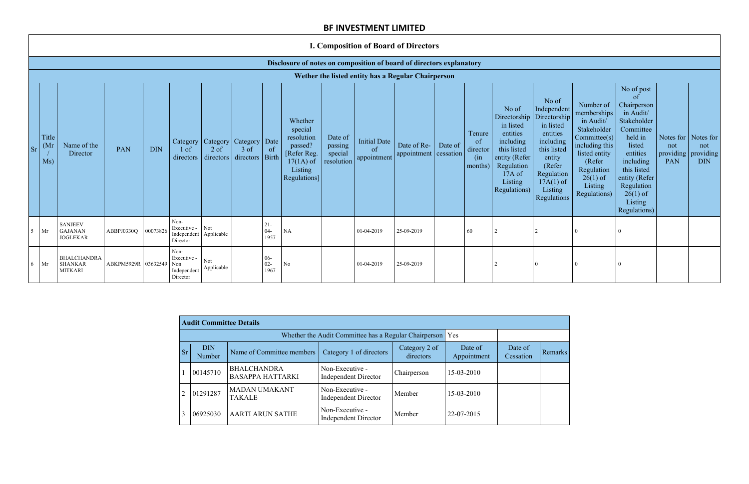## BF INVESTMENT LIMITED

### I. Composition of Board of Directors

| Disclosure of notes on composition of board of directors explanatory | | | | | | | | | | | | | | | | | | | | | |
|---|---|---|---|---|---|---|---|---|---|---|---|---|---|---|---|---|---|---|---|---|---|
| Wether the listed entity has a Regular Chairperson | | | | | | | | | | | | | | | | | | | | | |
| Sr | Title (Mr / Ms) | Name of the Director | PAN | DIN | Category 1 of directors | Category 2 of directors | Category 3 of directors | Date of Birth | Whether special resolution passed? [Refer Reg. 17(1A) of Listing Regulations] | Date of passing special resolution | Initial Date of appointment | Date of Re-appointment | Date of cessation | Tenure of director (in months) | No of Directorship in listed entities including this listed entity (Refer Regulation 17A of Listing Regulations) | No of Independent Directorship in listed entities including this listed entity (Refer Regulation 17A(1) of Listing Regulations | Number of memberships in Audit/ Stakeholder Committee(s) including this listed entity (Refer Regulation 26(1) of Listing Regulations) | No of post of Chairperson in Audit/ Stakeholder Committee held in listed entities including this listed entity (Refer Regulation 26(1) of Listing Regulations) | Notes for not providing PAN | Notes for not providing DIN |
| 5 | Mr | SANJEEV GAJANAN JOGLEKAR | ABBPJ0330Q | 00073826 | Non-Executive - Independent Director | Not Applicable | | 21-04-1957 | NA | | 01-04-2019 | 25-09-2019 | | 60 | 2 | 2 | 0 | 0 | | |
| 6 | Mr | BHALCHANDRA SHANKAR MITKARI | ABKPM5929R | 03632549 | Non-Executive - Non Independent Director | Not Applicable | | 06-02-1967 | No | | 01-04-2019 | 25-09-2019 | | | 2 | 0 | 0 | 0 | | |

| Audit Committee Details | | | | | | | |
|---|---|---|---|---|---|---|---|
| | | | Whether the Audit Committee has a Regular Chairperson | | Yes | | |
| Sr | DIN Number | Name of Committee members | Category 1 of directors | Category 2 of directors | Date of Appointment | Date of Cessation | Remarks |
| 1 | 00145710 | BHALCHANDRA BASAPPA HATTARKI | Non-Executive - Independent Director | Chairperson | 15-03-2010 | | |
| 2 | 01291287 | MADAN UMAKANT TAKALE | Non-Executive - Independent Director | Member | 15-03-2010 | | |
| 3 | 06925030 | AARTI ARUN SATHE | Non-Executive - Independent Director | Member | 22-07-2015 | | |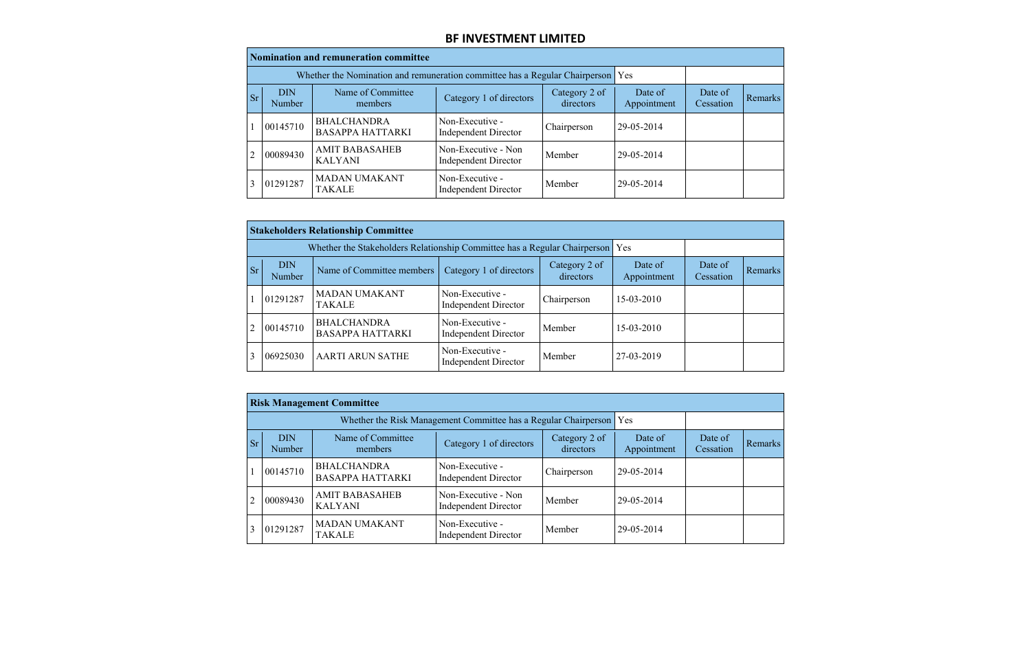# BF INVESTMENT LIMITED

**Nomination and remuneration committee**

Whether the Nomination and remuneration committee has a Regular Chairperson: Yes

| Sr | DIN Number | Name of Committee members | Category 1 of directors | Category 2 of directors | Date of Appointment | Date of Cessation | Remarks |
|---|---|---|---|---|---|---|---|
| 1 | 00145710 | BHALCHANDRA BASAPPA HATTARKI | Non-Executive - Independent Director | Chairperson | 29-05-2014 | | |
| 2 | 00089430 | AMIT BABASAHEB KALYANI | Non-Executive - Non Independent Director | Member | 29-05-2014 | | |
| 3 | 01291287 | MADAN UMAKANT TAKALE | Non-Executive - Independent Director | Member | 29-05-2014 | | |

**Stakeholders Relationship Committee**

Whether the Stakeholders Relationship Committee has a Regular Chairperson: Yes

| Sr | DIN Number | Name of Committee members | Category 1 of directors | Category 2 of directors | Date of Appointment | Date of Cessation | Remarks |
|---|---|---|---|---|---|---|---|
| 1 | 01291287 | MADAN UMAKANT TAKALE | Non-Executive - Independent Director | Chairperson | 15-03-2010 | | |
| 2 | 00145710 | BHALCHANDRA BASAPPA HATTARKI | Non-Executive - Independent Director | Member | 15-03-2010 | | |
| 3 | 06925030 | AARTI ARUN SATHE | Non-Executive - Independent Director | Member | 27-03-2019 | | |

**Risk Management Committee**

Whether the Risk Management Committee has a Regular Chairperson: Yes

| Sr | DIN Number | Name of Committee members | Category 1 of directors | Category 2 of directors | Date of Appointment | Date of Cessation | Remarks |
|---|---|---|---|---|---|---|---|
| 1 | 00145710 | BHALCHANDRA BASAPPA HATTARKI | Non-Executive - Independent Director | Chairperson | 29-05-2014 | | |
| 2 | 00089430 | AMIT BABASAHEB KALYANI | Non-Executive - Non Independent Director | Member | 29-05-2014 | | |
| 3 | 01291287 | MADAN UMAKANT TAKALE | Non-Executive - Independent Director | Member | 29-05-2014 | | |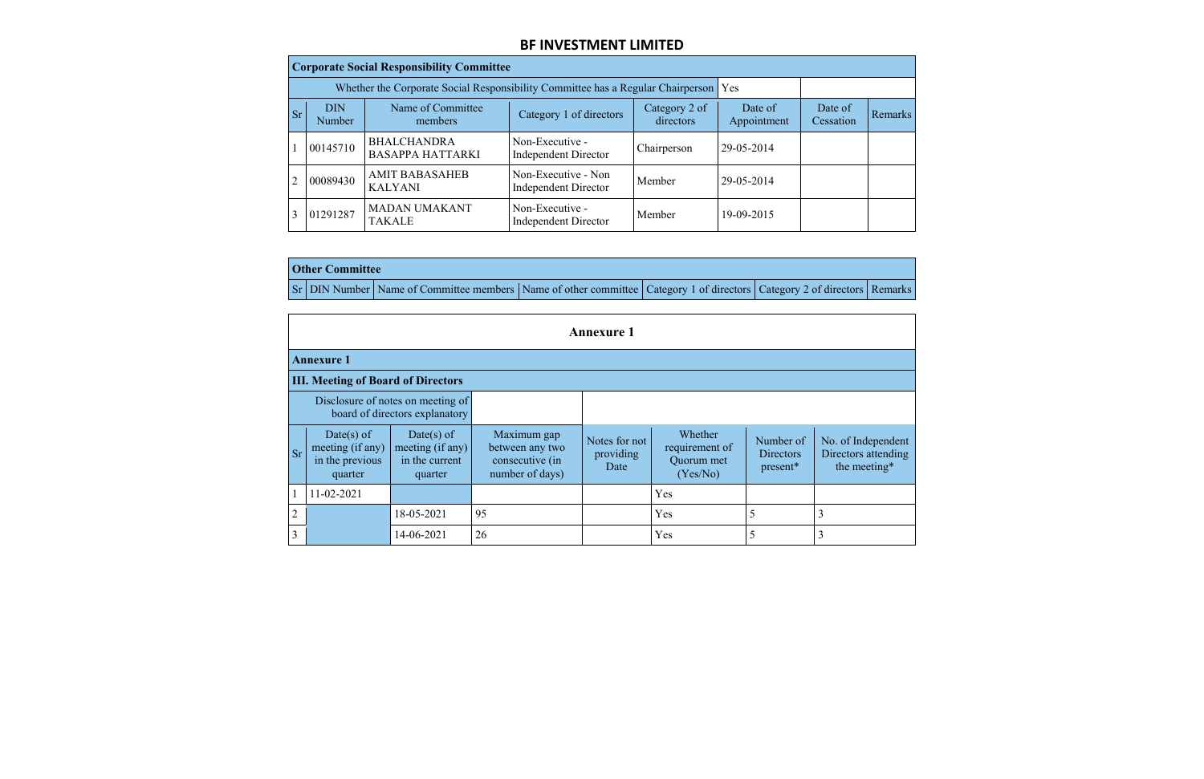## BF INVESTMENT LIMITED

| Corporate Social Responsibility Committee | | | | | | | |
|---|---|---|---|---|---|---|---|
| Whether the Corporate Social Responsibility Committee has a Regular Chairperson | | | | | Yes | | |
| Sr | DIN Number | Name of Committee members | Category 1 of directors | Category 2 of directors | Date of Appointment | Date of Cessation | Remarks |
| 1 | 00145710 | BHALCHANDRA BASAPPA HATTARKI | Non-Executive - Independent Director | Chairperson | 29-05-2014 | | |
| 2 | 00089430 | AMIT BABASAHEB KALYANI | Non-Executive - Non Independent Director | Member | 29-05-2014 | | |
| 3 | 01291287 | MADAN UMAKANT TAKALE | Non-Executive - Independent Director | Member | 19-09-2015 | | |

| Other Committee | | | | | | |
|---|---|---|---|---|---|---|
| Sr | DIN Number | Name of Committee members | Name of other committee | Category 1 of directors | Category 2 of directors | Remarks |

### Annexure 1

| Annexure 1 | | | | | | | |
|---|---|---|---|---|---|---|---|
| III. Meeting of Board of Directors | | | | | | | |
| Disclosure of notes on meeting of board of directors explanatory | | | | | | | |
| Sr | Date(s) of meeting (if any) in the previous quarter | Date(s) of meeting (if any) in the current quarter | Maximum gap between any two consecutive (in number of days) | Notes for not providing Date | Whether requirement of Quorum met (Yes/No) | Number of Directors present* | No. of Independent Directors attending the meeting* |
| 1 | 11-02-2021 | | | | Yes | | |
| 2 | | 18-05-2021 | 95 | | Yes | 5 | 3 |
| 3 | | 14-06-2021 | 26 | | Yes | 5 | 3 |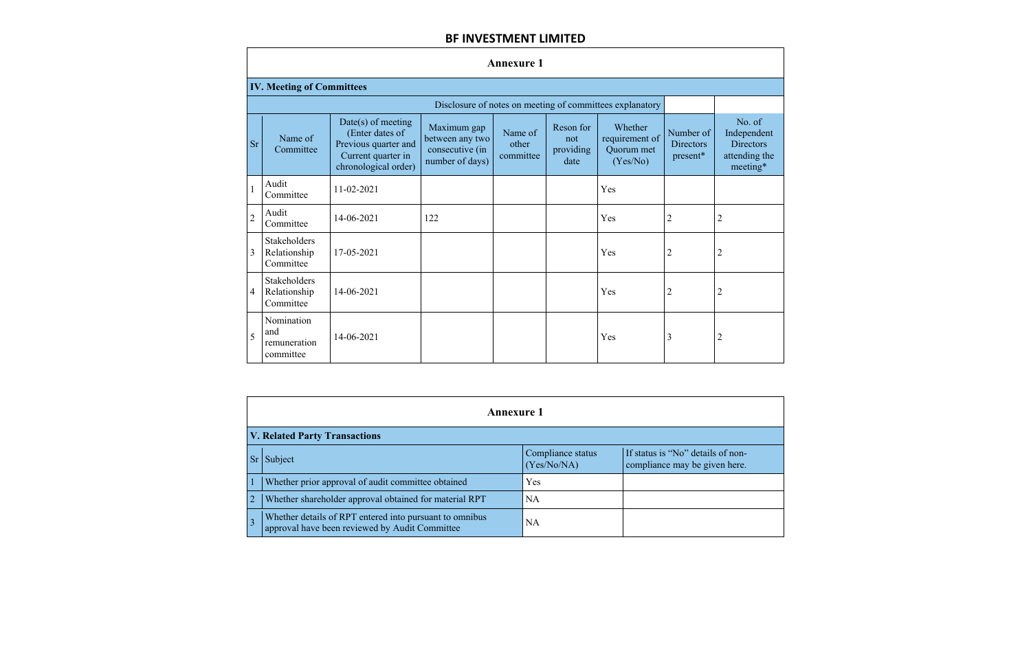# BF INVESTMENT LIMITED

## Annexure 1

### IV. Meeting of Committees

Disclosure of notes on meeting of committees explanatory

| Sr | Name of Committee | Date(s) of meeting (Enter dates of Previous quarter and Current quarter in chronological order) | Maximum gap between any two consecutive (in number of days) | Name of other committee | Reson for not providing date | Whether requirement of Quorum met (Yes/No) | Number of Directors present* | No. of Independent Directors attending the meeting* |
|---|---|---|---|---|---|---|---|---|
| 1 | Audit Committee | 11-02-2021 | | | | Yes | | |
| 2 | Audit Committee | 14-06-2021 | 122 | | | Yes | 2 | 2 |
| 3 | Stakeholders Relationship Committee | 17-05-2021 | | | | Yes | 2 | 2 |
| 4 | Stakeholders Relationship Committee | 14-06-2021 | | | | Yes | 2 | 2 |
| 5 | Nomination and remuneration committee | 14-06-2021 | | | | Yes | 3 | 2 |

## Annexure 1

### V. Related Party Transactions

| Sr | Subject | Compliance status (Yes/No/NA) | If status is "No" details of non-compliance may be given here. |
|---|---|---|---|
| 1 | Whether prior approval of audit committee obtained | Yes | |
| 2 | Whether shareholder approval obtained for material RPT | NA | |
| 3 | Whether details of RPT entered into pursuant to omnibus approval have been reviewed by Audit Committee | NA | |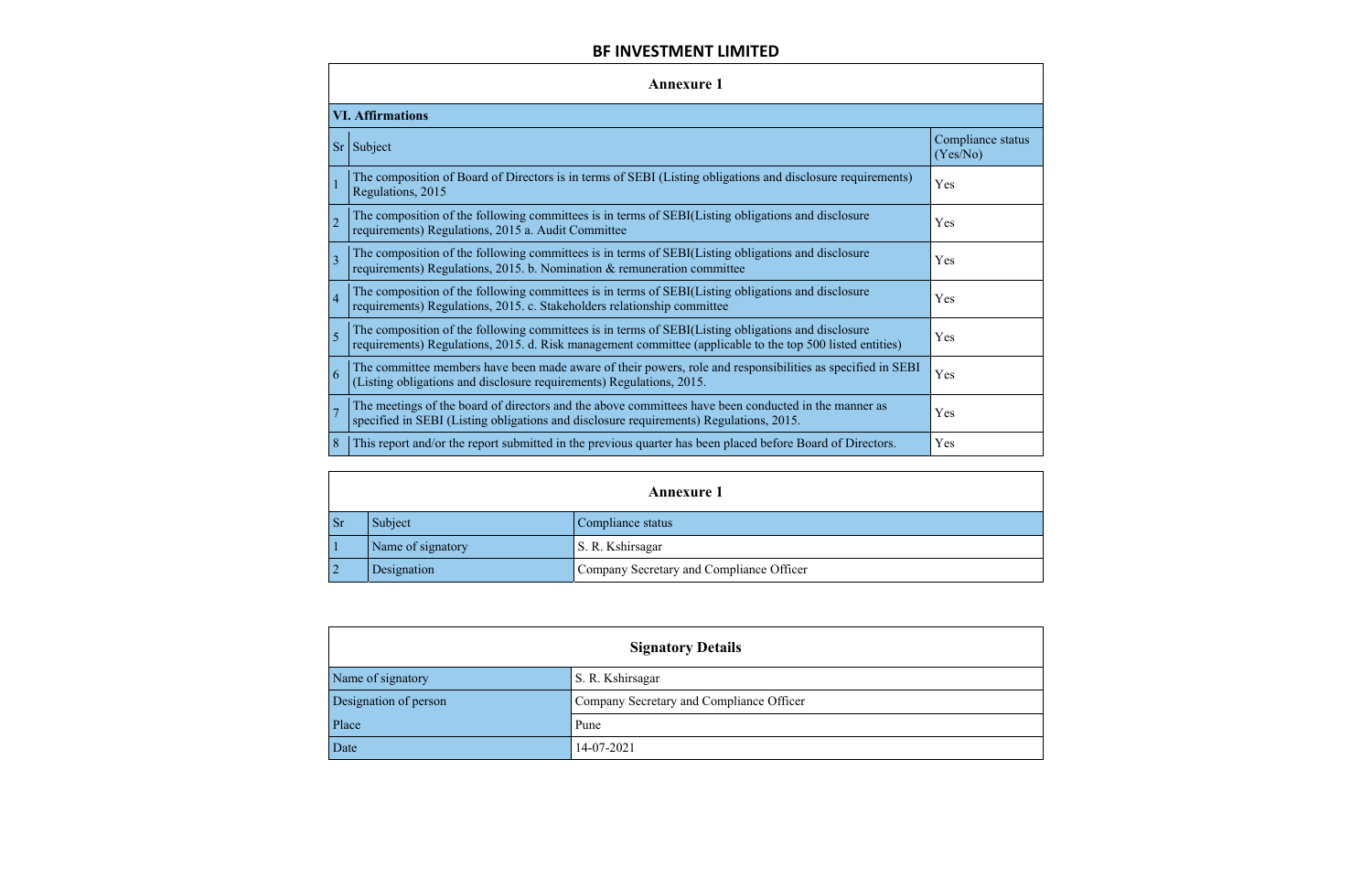# BF INVESTMENT LIMITED

## Annexure 1

| VI. Affirmations | | |
|---|---|---|
| Sr | Subject | Compliance status (Yes/No) |
| 1 | The composition of Board of Directors is in terms of SEBI (Listing obligations and disclosure requirements) Regulations, 2015 | Yes |
| 2 | The composition of the following committees is in terms of SEBI(Listing obligations and disclosure requirements) Regulations, 2015 a. Audit Committee | Yes |
| 3 | The composition of the following committees is in terms of SEBI(Listing obligations and disclosure requirements) Regulations, 2015. b. Nomination & remuneration committee | Yes |
| 4 | The composition of the following committees is in terms of SEBI(Listing obligations and disclosure requirements) Regulations, 2015. c. Stakeholders relationship committee | Yes |
| 5 | The composition of the following committees is in terms of SEBI(Listing obligations and disclosure requirements) Regulations, 2015. d. Risk management committee (applicable to the top 500 listed entities) | Yes |
| 6 | The committee members have been made aware of their powers, role and responsibilities as specified in SEBI (Listing obligations and disclosure requirements) Regulations, 2015. | Yes |
| 7 | The meetings of the board of directors and the above committees have been conducted in the manner as specified in SEBI (Listing obligations and disclosure requirements) Regulations, 2015. | Yes |
| 8 | This report and/or the report submitted in the previous quarter has been placed before Board of Directors. | Yes |

## Annexure 1

| Sr | Subject | Compliance status |
|---|---|---|
| 1 | Name of signatory | S. R. Kshirsagar |
| 2 | Designation | Company Secretary and Compliance Officer |

## Signatory Details

| | |
|---|---|
| Name of signatory | S. R. Kshirsagar |
| Designation of person | Company Secretary and Compliance Officer |
| Place | Pune |
| Date | 14-07-2021 |